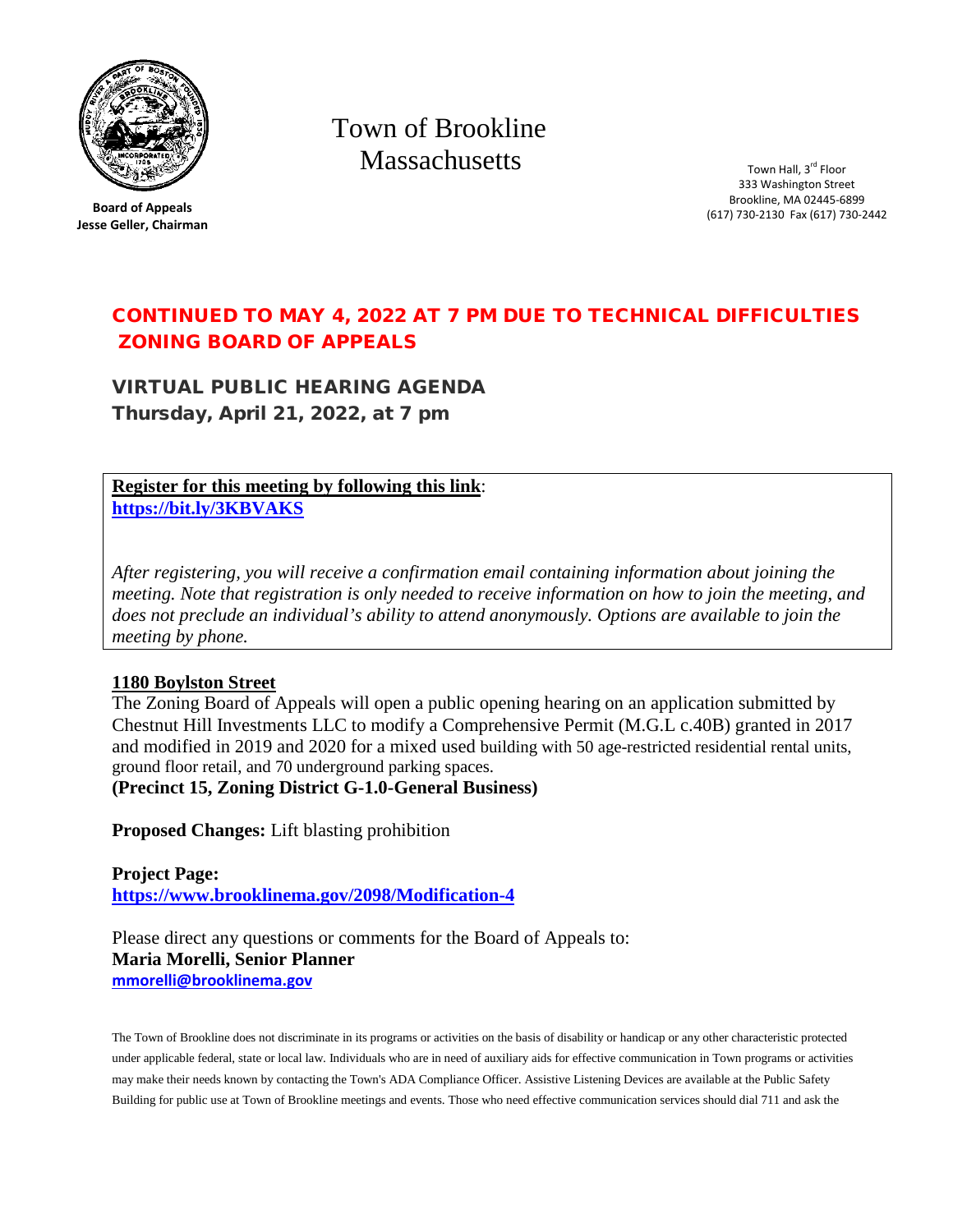**Board of Appeals**
**Jesse Geller, Chairman**

# Town of Brookline
# Massachusetts

Town Hall, 3rd Floor
333 Washington Street
Brookline, MA 02445-6899
(617) 730-2130 Fax (617) 730-2442

## CONTINUED TO MAY 4, 2022 AT 7 PM DUE TO TECHNICAL DIFFICULTIES ZONING BOARD OF APPEALS

## VIRTUAL PUBLIC HEARING AGENDA
### Thursday, April 21, 2022, at 7 pm

**Register for this meeting by following this link**:
**https://bit.ly/3KBVAKS**

*After registering, you will receive a confirmation email containing information about joining the meeting. Note that registration is only needed to receive information on how to join the meeting, and does not preclude an individual's ability to attend anonymously. Options are available to join the meeting by phone.*

**1180 Boylston Street**

The Zoning Board of Appeals will open a public opening hearing on an application submitted by Chestnut Hill Investments LLC to modify a Comprehensive Permit (M.G.L c.40B) granted in 2017 and modified in 2019 and 2020 for a mixed used building with 50 age-restricted residential rental units, ground floor retail, and 70 underground parking spaces.
**(Precinct 15, Zoning District G-1.0-General Business)**

**Proposed Changes:** Lift blasting prohibition

**Project Page:**
**https://www.brooklinema.gov/2098/Modification-4**

Please direct any questions or comments for the Board of Appeals to:
**Maria Morelli, Senior Planner**
**mmorelli@brooklinema.gov**

The Town of Brookline does not discriminate in its programs or activities on the basis of disability or handicap or any other characteristic protected under applicable federal, state or local law. Individuals who are in need of auxiliary aids for effective communication in Town programs or activities may make their needs known by contacting the Town's ADA Compliance Officer. Assistive Listening Devices are available at the Public Safety Building for public use at Town of Brookline meetings and events. Those who need effective communication services should dial 711 and ask the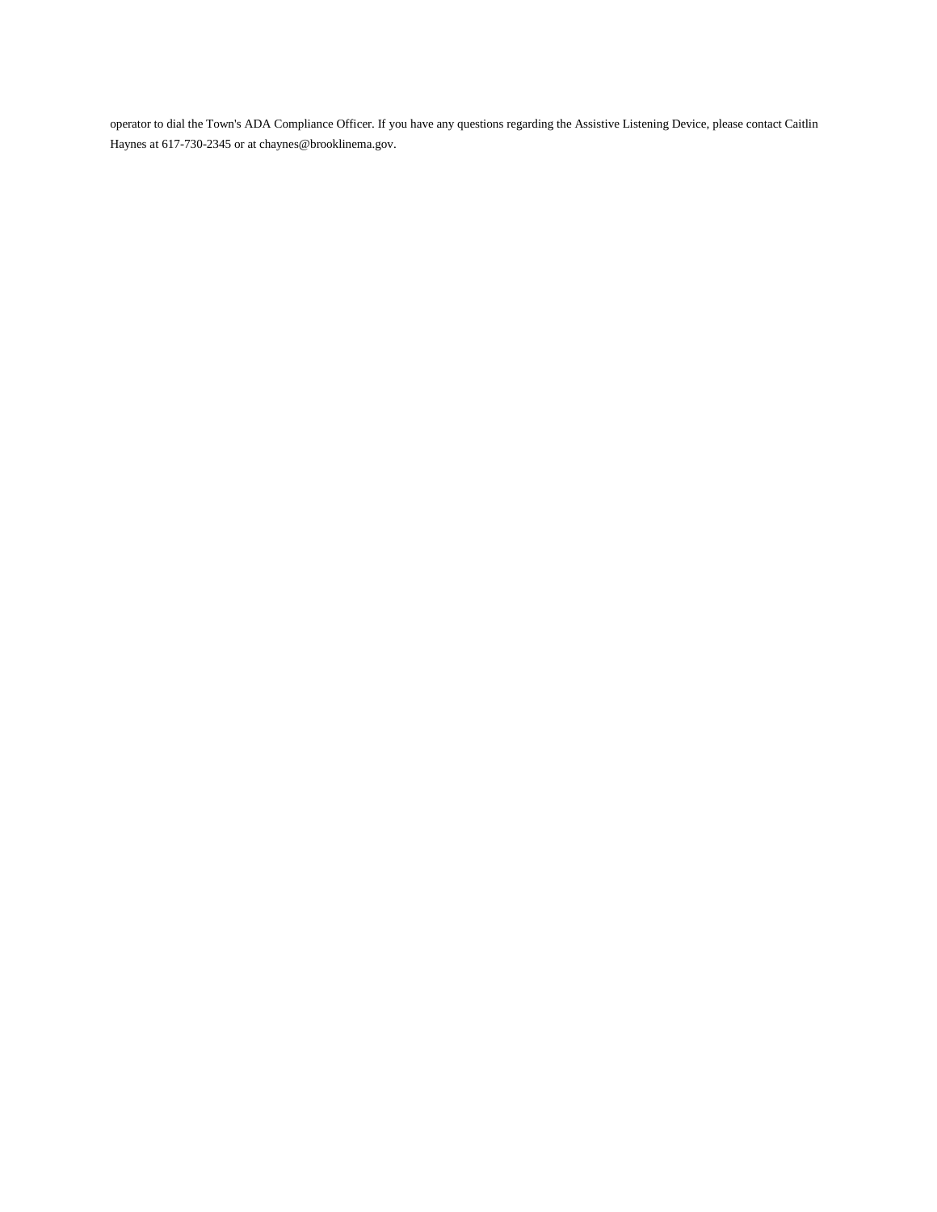operator to dial the Town's ADA Compliance Officer. If you have any questions regarding the Assistive Listening Device, please contact Caitlin Haynes at 617-730-2345 or at chaynes@brooklinema.gov.